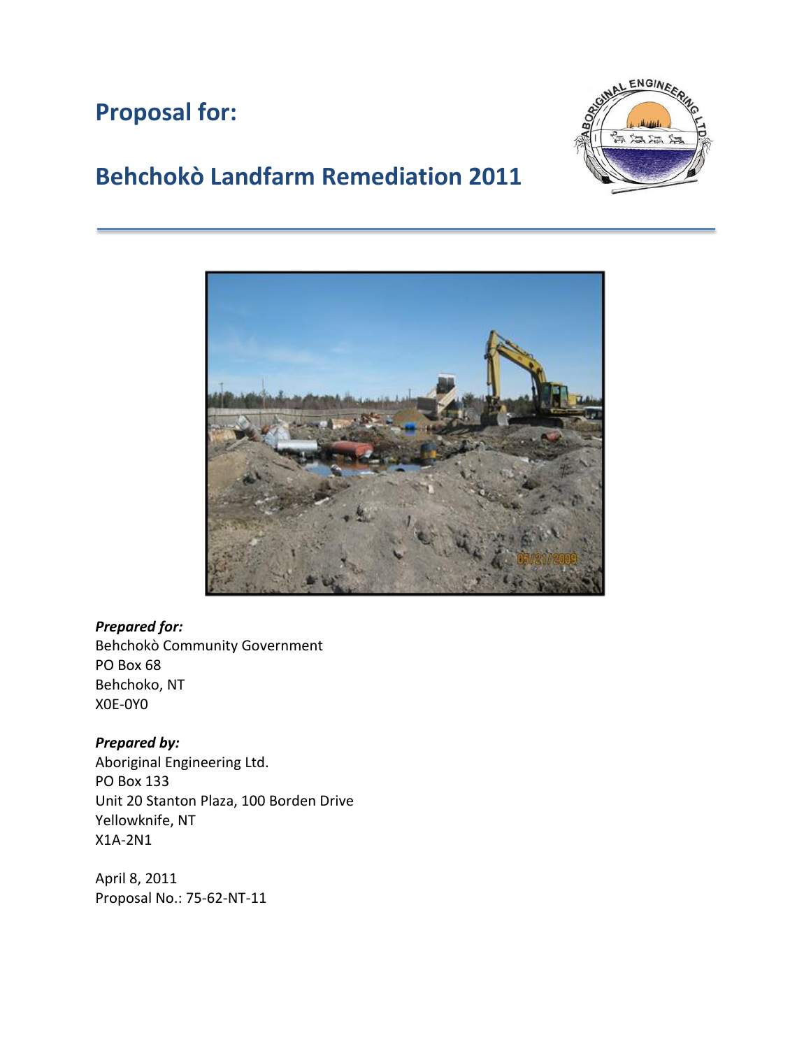# Proposal for:

# Behchokò Landfarm Remediation 2011

***Prepared for:***
Behchokò Community Government
PO Box 68
Behchoko, NT
X0E-0Y0

***Prepared by:***
Aboriginal Engineering Ltd.
PO Box 133
Unit 20 Stanton Plaza, 100 Borden Drive
Yellowknife, NT
X1A-2N1

April 8, 2011
Proposal No.: 75-62-NT-11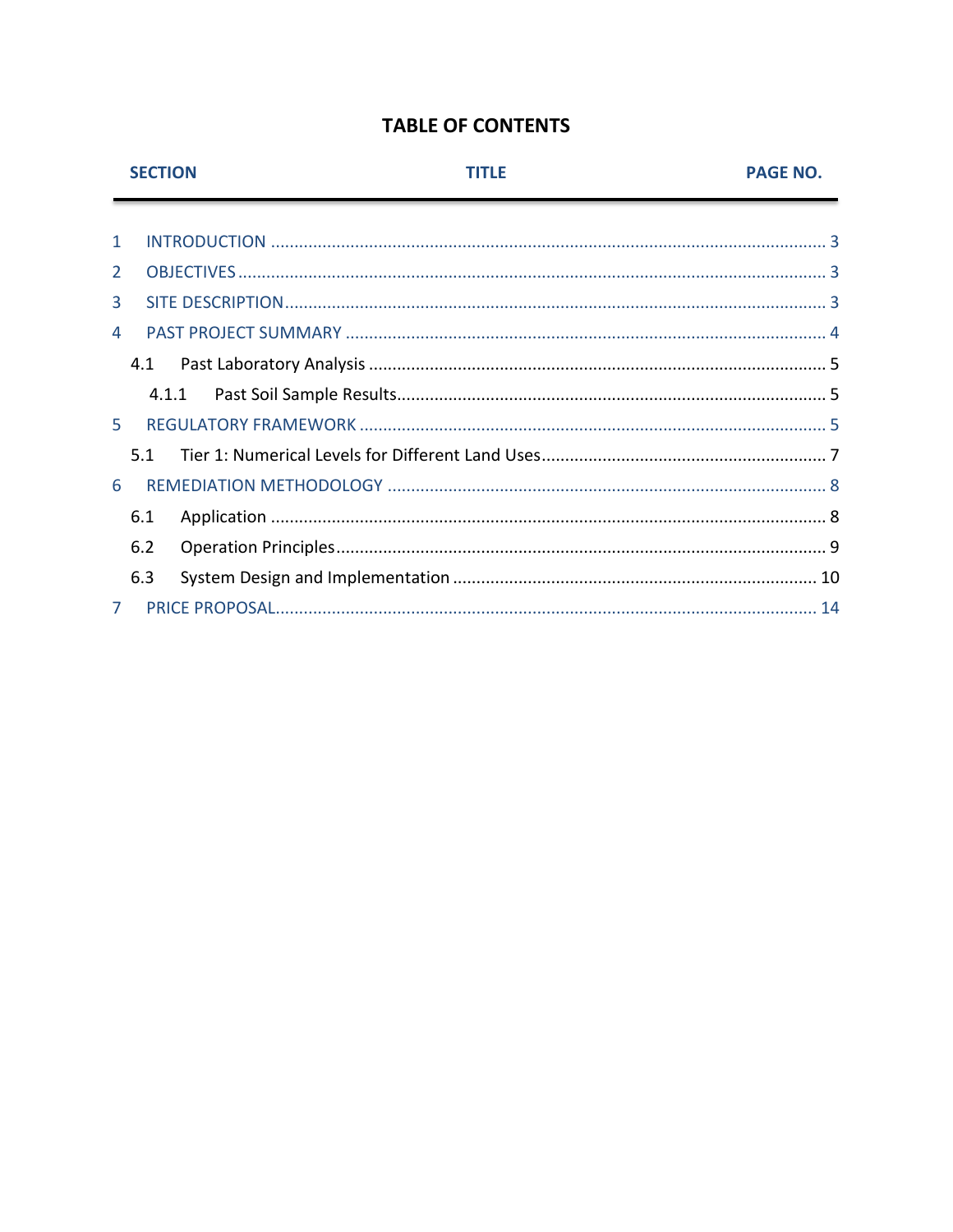# TABLE OF CONTENTS

| SECTION | TITLE | PAGE NO. |
|---|---|---|
| 1 | INTRODUCTION | 3 |
| 2 | OBJECTIVES | 3 |
| 3 | SITE DESCRIPTION | 3 |
| 4 | PAST PROJECT SUMMARY | 4 |
| 4.1 | Past Laboratory Analysis | 5 |
| 4.1.1 | Past Soil Sample Results | 5 |
| 5 | REGULATORY FRAMEWORK | 5 |
| 5.1 | Tier 1: Numerical Levels for Different Land Uses | 7 |
| 6 | REMEDIATION METHODOLOGY | 8 |
| 6.1 | Application | 8 |
| 6.2 | Operation Principles | 9 |
| 6.3 | System Design and Implementation | 10 |
| 7 | PRICE PROPOSAL | 14 |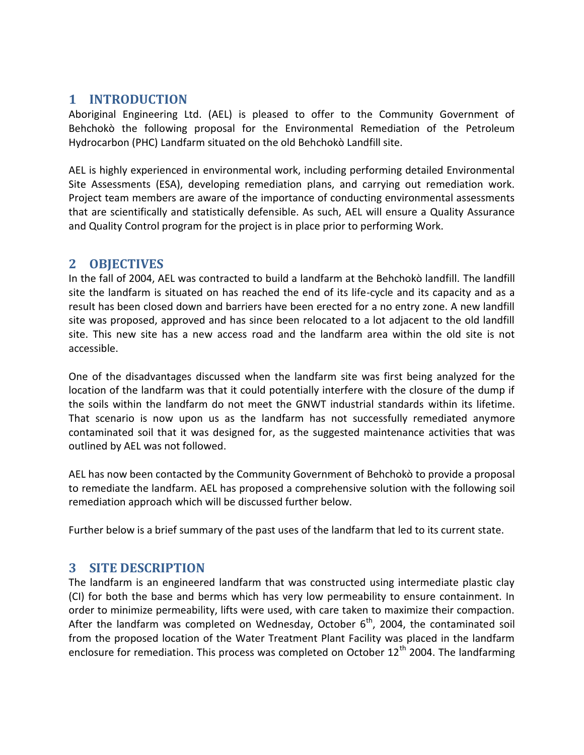## 1 INTRODUCTION

Aboriginal Engineering Ltd. (AEL) is pleased to offer to the Community Government of Behchokò the following proposal for the Environmental Remediation of the Petroleum Hydrocarbon (PHC) Landfarm situated on the old Behchokò Landfill site.

AEL is highly experienced in environmental work, including performing detailed Environmental Site Assessments (ESA), developing remediation plans, and carrying out remediation work. Project team members are aware of the importance of conducting environmental assessments that are scientifically and statistically defensible. As such, AEL will ensure a Quality Assurance and Quality Control program for the project is in place prior to performing Work.

## 2 OBJECTIVES

In the fall of 2004, AEL was contracted to build a landfarm at the Behchokò landfill. The landfill site the landfarm is situated on has reached the end of its life-cycle and its capacity and as a result has been closed down and barriers have been erected for a no entry zone. A new landfill site was proposed, approved and has since been relocated to a lot adjacent to the old landfill site. This new site has a new access road and the landfarm area within the old site is not accessible.

One of the disadvantages discussed when the landfarm site was first being analyzed for the location of the landfarm was that it could potentially interfere with the closure of the dump if the soils within the landfarm do not meet the GNWT industrial standards within its lifetime. That scenario is now upon us as the landfarm has not successfully remediated anymore contaminated soil that it was designed for, as the suggested maintenance activities that was outlined by AEL was not followed.

AEL has now been contacted by the Community Government of Behchokò to provide a proposal to remediate the landfarm. AEL has proposed a comprehensive solution with the following soil remediation approach which will be discussed further below.

Further below is a brief summary of the past uses of the landfarm that led to its current state.

## 3 SITE DESCRIPTION

The landfarm is an engineered landfarm that was constructed using intermediate plastic clay (CI) for both the base and berms which has very low permeability to ensure containment. In order to minimize permeability, lifts were used, with care taken to maximize their compaction. After the landfarm was completed on Wednesday, October 6th, 2004, the contaminated soil from the proposed location of the Water Treatment Plant Facility was placed in the landfarm enclosure for remediation. This process was completed on October 12th 2004. The landfarming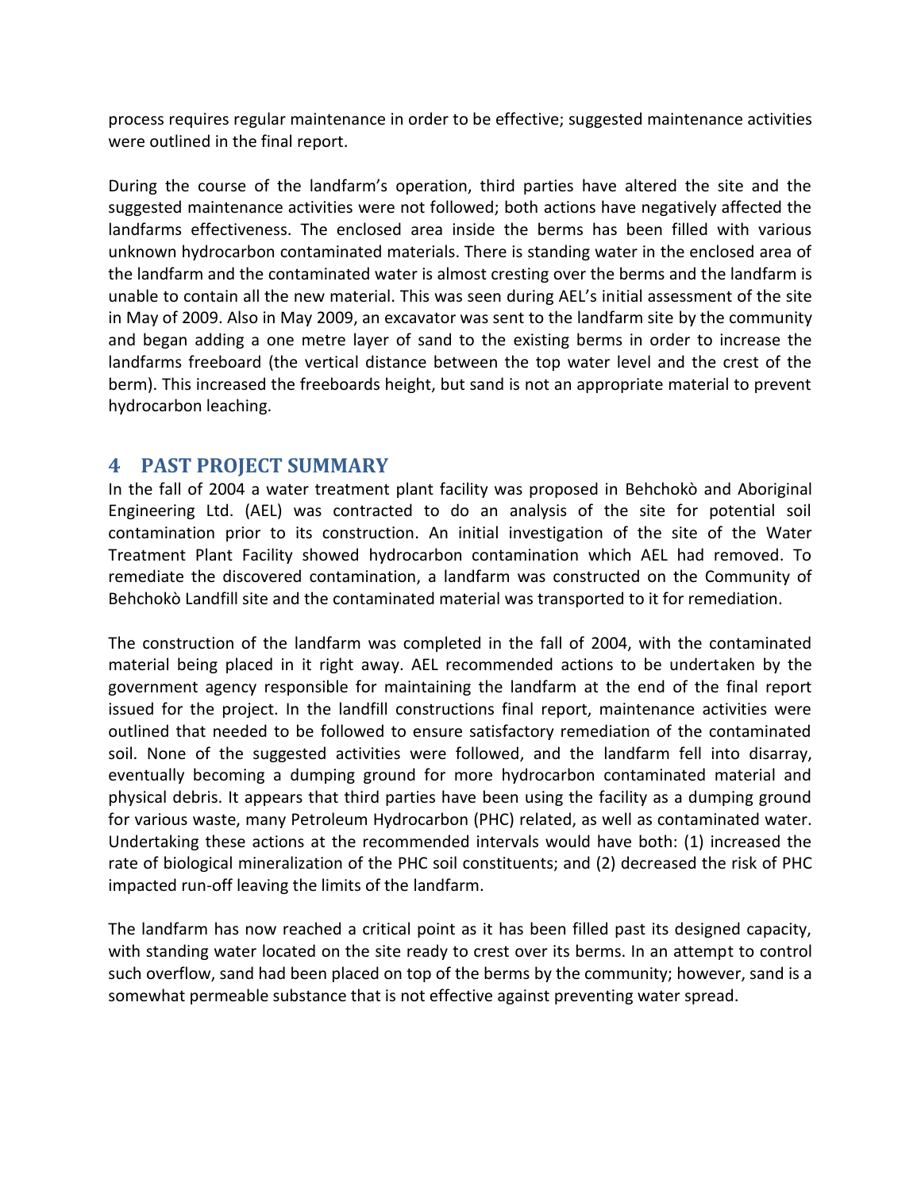process requires regular maintenance in order to be effective; suggested maintenance activities were outlined in the final report.

During the course of the landfarm's operation, third parties have altered the site and the suggested maintenance activities were not followed; both actions have negatively affected the landfarms effectiveness. The enclosed area inside the berms has been filled with various unknown hydrocarbon contaminated materials. There is standing water in the enclosed area of the landfarm and the contaminated water is almost cresting over the berms and the landfarm is unable to contain all the new material. This was seen during AEL's initial assessment of the site in May of 2009. Also in May 2009, an excavator was sent to the landfarm site by the community and began adding a one metre layer of sand to the existing berms in order to increase the landfarms freeboard (the vertical distance between the top water level and the crest of the berm). This increased the freeboards height, but sand is not an appropriate material to prevent hydrocarbon leaching.

# 4 PAST PROJECT SUMMARY

In the fall of 2004 a water treatment plant facility was proposed in Behchokò and Aboriginal Engineering Ltd. (AEL) was contracted to do an analysis of the site for potential soil contamination prior to its construction. An initial investigation of the site of the Water Treatment Plant Facility showed hydrocarbon contamination which AEL had removed. To remediate the discovered contamination, a landfarm was constructed on the Community of Behchokò Landfill site and the contaminated material was transported to it for remediation.

The construction of the landfarm was completed in the fall of 2004, with the contaminated material being placed in it right away. AEL recommended actions to be undertaken by the government agency responsible for maintaining the landfarm at the end of the final report issued for the project. In the landfill constructions final report, maintenance activities were outlined that needed to be followed to ensure satisfactory remediation of the contaminated soil. None of the suggested activities were followed, and the landfarm fell into disarray, eventually becoming a dumping ground for more hydrocarbon contaminated material and physical debris. It appears that third parties have been using the facility as a dumping ground for various waste, many Petroleum Hydrocarbon (PHC) related, as well as contaminated water. Undertaking these actions at the recommended intervals would have both: (1) increased the rate of biological mineralization of the PHC soil constituents; and (2) decreased the risk of PHC impacted run-off leaving the limits of the landfarm.

The landfarm has now reached a critical point as it has been filled past its designed capacity, with standing water located on the site ready to crest over its berms. In an attempt to control such overflow, sand had been placed on top of the berms by the community; however, sand is a somewhat permeable substance that is not effective against preventing water spread.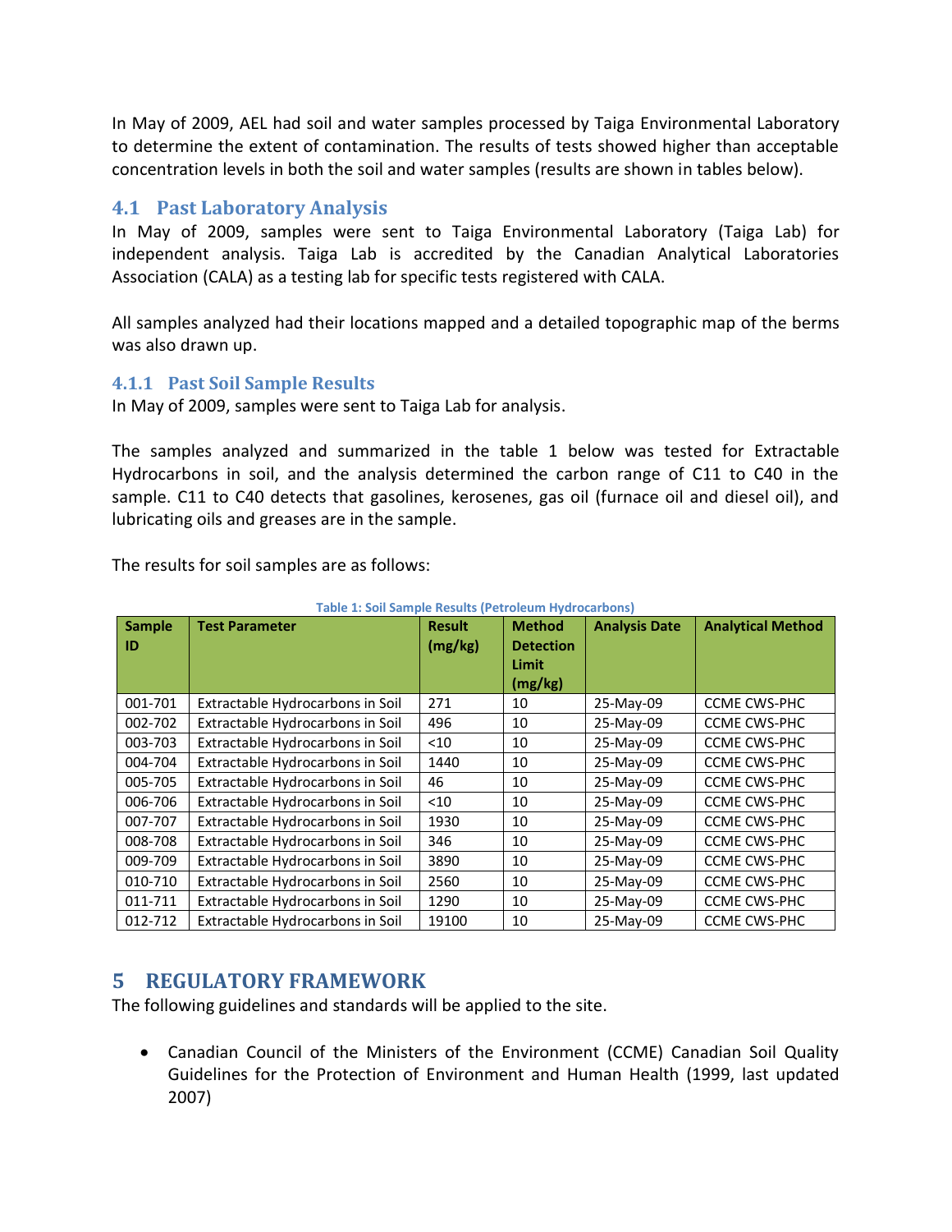In May of 2009, AEL had soil and water samples processed by Taiga Environmental Laboratory to determine the extent of contamination. The results of tests showed higher than acceptable concentration levels in both the soil and water samples (results are shown in tables below).

## 4.1 Past Laboratory Analysis

In May of 2009, samples were sent to Taiga Environmental Laboratory (Taiga Lab) for independent analysis. Taiga Lab is accredited by the Canadian Analytical Laboratories Association (CALA) as a testing lab for specific tests registered with CALA.

All samples analyzed had their locations mapped and a detailed topographic map of the berms was also drawn up.

### 4.1.1 Past Soil Sample Results

In May of 2009, samples were sent to Taiga Lab for analysis.

The samples analyzed and summarized in the table 1 below was tested for Extractable Hydrocarbons in soil, and the analysis determined the carbon range of C11 to C40 in the sample. C11 to C40 detects that gasolines, kerosenes, gas oil (furnace oil and diesel oil), and lubricating oils and greases are in the sample.

The results for soil samples are as follows:

Table 1: Soil Sample Results (Petroleum Hydrocarbons)

| Sample ID | Test Parameter | Result (mg/kg) | Method Detection Limit (mg/kg) | Analysis Date | Analytical Method |
|---|---|---|---|---|---|
| 001-701 | Extractable Hydrocarbons in Soil | 271 | 10 | 25-May-09 | CCME CWS-PHC |
| 002-702 | Extractable Hydrocarbons in Soil | 496 | 10 | 25-May-09 | CCME CWS-PHC |
| 003-703 | Extractable Hydrocarbons in Soil | <10 | 10 | 25-May-09 | CCME CWS-PHC |
| 004-704 | Extractable Hydrocarbons in Soil | 1440 | 10 | 25-May-09 | CCME CWS-PHC |
| 005-705 | Extractable Hydrocarbons in Soil | 46 | 10 | 25-May-09 | CCME CWS-PHC |
| 006-706 | Extractable Hydrocarbons in Soil | <10 | 10 | 25-May-09 | CCME CWS-PHC |
| 007-707 | Extractable Hydrocarbons in Soil | 1930 | 10 | 25-May-09 | CCME CWS-PHC |
| 008-708 | Extractable Hydrocarbons in Soil | 346 | 10 | 25-May-09 | CCME CWS-PHC |
| 009-709 | Extractable Hydrocarbons in Soil | 3890 | 10 | 25-May-09 | CCME CWS-PHC |
| 010-710 | Extractable Hydrocarbons in Soil | 2560 | 10 | 25-May-09 | CCME CWS-PHC |
| 011-711 | Extractable Hydrocarbons in Soil | 1290 | 10 | 25-May-09 | CCME CWS-PHC |
| 012-712 | Extractable Hydrocarbons in Soil | 19100 | 10 | 25-May-09 | CCME CWS-PHC |

# 5 REGULATORY FRAMEWORK

The following guidelines and standards will be applied to the site.

- Canadian Council of the Ministers of the Environment (CCME) Canadian Soil Quality Guidelines for the Protection of Environment and Human Health (1999, last updated 2007)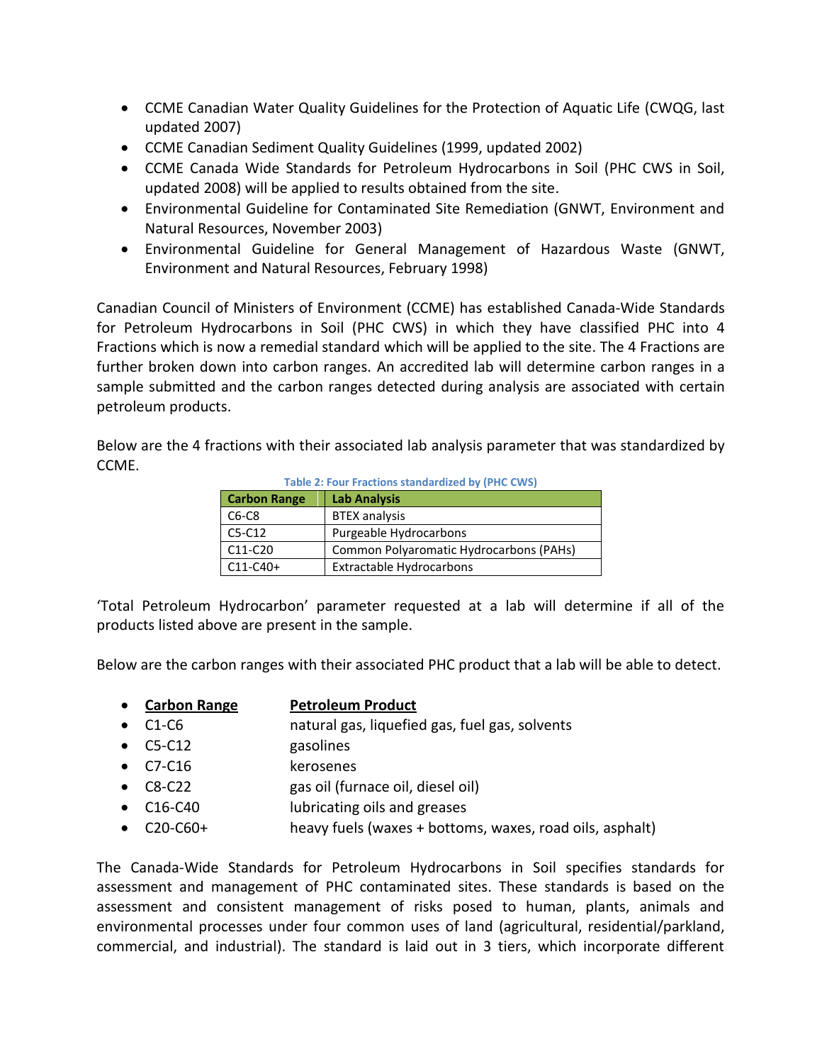- CCME Canadian Water Quality Guidelines for the Protection of Aquatic Life (CWQG, last updated 2007)
- CCME Canadian Sediment Quality Guidelines (1999, updated 2002)
- CCME Canada Wide Standards for Petroleum Hydrocarbons in Soil (PHC CWS in Soil, updated 2008) will be applied to results obtained from the site.
- Environmental Guideline for Contaminated Site Remediation (GNWT, Environment and Natural Resources, November 2003)
- Environmental Guideline for General Management of Hazardous Waste (GNWT, Environment and Natural Resources, February 1998)

Canadian Council of Ministers of Environment (CCME) has established Canada-Wide Standards for Petroleum Hydrocarbons in Soil (PHC CWS) in which they have classified PHC into 4 Fractions which is now a remedial standard which will be applied to the site. The 4 Fractions are further broken down into carbon ranges. An accredited lab will determine carbon ranges in a sample submitted and the carbon ranges detected during analysis are associated with certain petroleum products.

Below are the 4 fractions with their associated lab analysis parameter that was standardized by CCME.

Table 2: Four Fractions standardized by (PHC CWS)

| Carbon Range | Lab Analysis |
|---|---|
| C6-C8 | BTEX analysis |
| C5-C12 | Purgeable Hydrocarbons |
| C11-C20 | Common Polyaromatic Hydrocarbons (PAHs) |
| C11-C40+ | Extractable Hydrocarbons |

'Total Petroleum Hydrocarbon' parameter requested at a lab will determine if all of the products listed above are present in the sample.

Below are the carbon ranges with their associated PHC product that a lab will be able to detect.

- **<u>Carbon Range</u>** **<u>Petroleum Product</u>**
- C1-C6 natural gas, liquefied gas, fuel gas, solvents
- C5-C12 gasolines
- C7-C16 kerosenes
- C8-C22 gas oil (furnace oil, diesel oil)
- C16-C40 lubricating oils and greases
- C20-C60+ heavy fuels (waxes + bottoms, waxes, road oils, asphalt)

The Canada-Wide Standards for Petroleum Hydrocarbons in Soil specifies standards for assessment and management of PHC contaminated sites. These standards is based on the assessment and consistent management of risks posed to human, plants, animals and environmental processes under four common uses of land (agricultural, residential/parkland, commercial, and industrial). The standard is laid out in 3 tiers, which incorporate different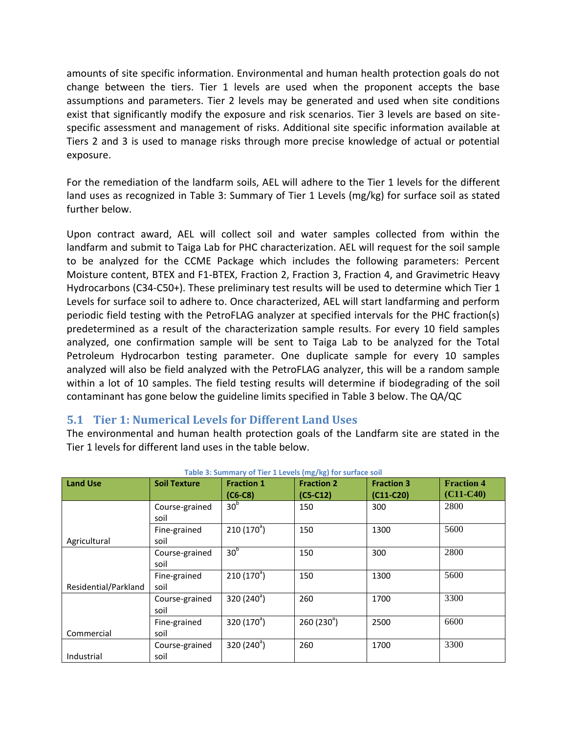amounts of site specific information. Environmental and human health protection goals do not change between the tiers. Tier 1 levels are used when the proponent accepts the base assumptions and parameters. Tier 2 levels may be generated and used when site conditions exist that significantly modify the exposure and risk scenarios. Tier 3 levels are based on site-specific assessment and management of risks. Additional site specific information available at Tiers 2 and 3 is used to manage risks through more precise knowledge of actual or potential exposure.

For the remediation of the landfarm soils, AEL will adhere to the Tier 1 levels for the different land uses as recognized in Table 3: Summary of Tier 1 Levels (mg/kg) for surface soil as stated further below.

Upon contract award, AEL will collect soil and water samples collected from within the landfarm and submit to Taiga Lab for PHC characterization. AEL will request for the soil sample to be analyzed for the CCME Package which includes the following parameters: Percent Moisture content, BTEX and F1-BTEX, Fraction 2, Fraction 3, Fraction 4, and Gravimetric Heavy Hydrocarbons (C34-C50+). These preliminary test results will be used to determine which Tier 1 Levels for surface soil to adhere to. Once characterized, AEL will start landfarming and perform periodic field testing with the PetroFLAG analyzer at specified intervals for the PHC fraction(s) predetermined as a result of the characterization sample results. For every 10 field samples analyzed, one confirmation sample will be sent to Taiga Lab to be analyzed for the Total Petroleum Hydrocarbon testing parameter. One duplicate sample for every 10 samples analyzed will also be field analyzed with the PetroFLAG analyzer, this will be a random sample within a lot of 10 samples. The field testing results will determine if biodegrading of the soil contaminant has gone below the guideline limits specified in Table 3 below. The QA/QC

## 5.1 Tier 1: Numerical Levels for Different Land Uses

The environmental and human health protection goals of the Landfarm site are stated in the Tier 1 levels for different land uses in the table below.

Table 3: Summary of Tier 1 Levels (mg/kg) for surface soil

| Land Use | Soil Texture | Fraction 1 (C6-C8) | Fraction 2 (C5-C12) | Fraction 3 (C11-C20) | Fraction 4 (C11-C40) |
|---|---|---|---|---|---|
| Agricultural | Course-grained soil | 30[b] | 150 | 300 | 2800 |
| | Fine-grained soil | 210 (170[a]) | 150 | 1300 | 5600 |
| Residential/Parkland | Course-grained soil | 30[b] | 150 | 300 | 2800 |
| | Fine-grained soil | 210 (170[a]) | 150 | 1300 | 5600 |
| Commercial | Course-grained soil | 320 (240[a]) | 260 | 1700 | 3300 |
| | Fine-grained soil | 320 (170[a]) | 260 (230[a]) | 2500 | 6600 |
| Industrial | Course-grained soil | 320 (240[a]) | 260 | 1700 | 3300 |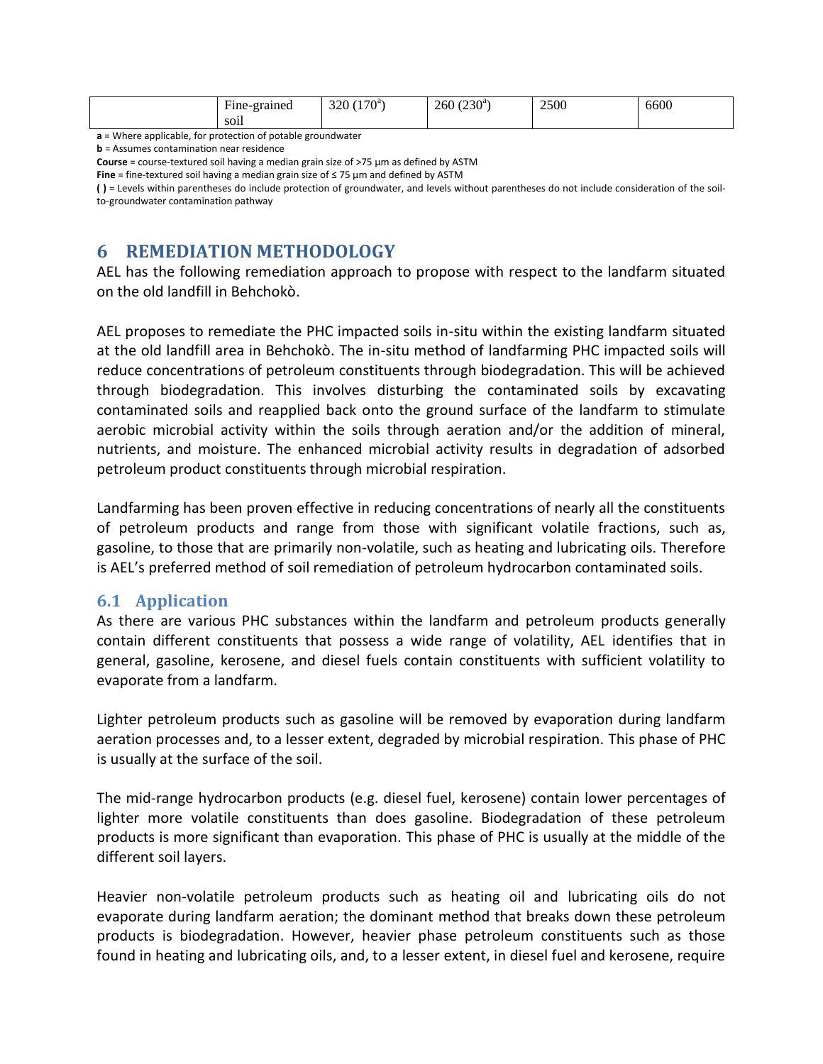| | Fine-grained soil | 320 (170[a]) | 260 (230[a]) | 2500 | 6600 |
|---|---|---|---|---|---|

**a** = Where applicable, for protection of potable groundwater

**b** = Assumes contamination near residence

**Course** = course-textured soil having a median grain size of >75 µm as defined by ASTM

**Fine** = fine-textured soil having a median grain size of ≤ 75 µm and defined by ASTM

**( )** = Levels within parentheses do include protection of groundwater, and levels without parentheses do not include consideration of the soil-to-groundwater contamination pathway

# 6 REMEDIATION METHODOLOGY

AEL has the following remediation approach to propose with respect to the landfarm situated on the old landfill in Behchokò.

AEL proposes to remediate the PHC impacted soils in-situ within the existing landfarm situated at the old landfill area in Behchokò. The in-situ method of landfarming PHC impacted soils will reduce concentrations of petroleum constituents through biodegradation. This will be achieved through biodegradation. This involves disturbing the contaminated soils by excavating contaminated soils and reapplied back onto the ground surface of the landfarm to stimulate aerobic microbial activity within the soils through aeration and/or the addition of mineral, nutrients, and moisture. The enhanced microbial activity results in degradation of adsorbed petroleum product constituents through microbial respiration.

Landfarming has been proven effective in reducing concentrations of nearly all the constituents of petroleum products and range from those with significant volatile fractions, such as, gasoline, to those that are primarily non-volatile, such as heating and lubricating oils. Therefore is AEL's preferred method of soil remediation of petroleum hydrocarbon contaminated soils.

## 6.1 Application

As there are various PHC substances within the landfarm and petroleum products generally contain different constituents that possess a wide range of volatility, AEL identifies that in general, gasoline, kerosene, and diesel fuels contain constituents with sufficient volatility to evaporate from a landfarm.

Lighter petroleum products such as gasoline will be removed by evaporation during landfarm aeration processes and, to a lesser extent, degraded by microbial respiration. This phase of PHC is usually at the surface of the soil.

The mid-range hydrocarbon products (e.g. diesel fuel, kerosene) contain lower percentages of lighter more volatile constituents than does gasoline. Biodegradation of these petroleum products is more significant than evaporation. This phase of PHC is usually at the middle of the different soil layers.

Heavier non-volatile petroleum products such as heating oil and lubricating oils do not evaporate during landfarm aeration; the dominant method that breaks down these petroleum products is biodegradation. However, heavier phase petroleum constituents such as those found in heating and lubricating oils, and, to a lesser extent, in diesel fuel and kerosene, require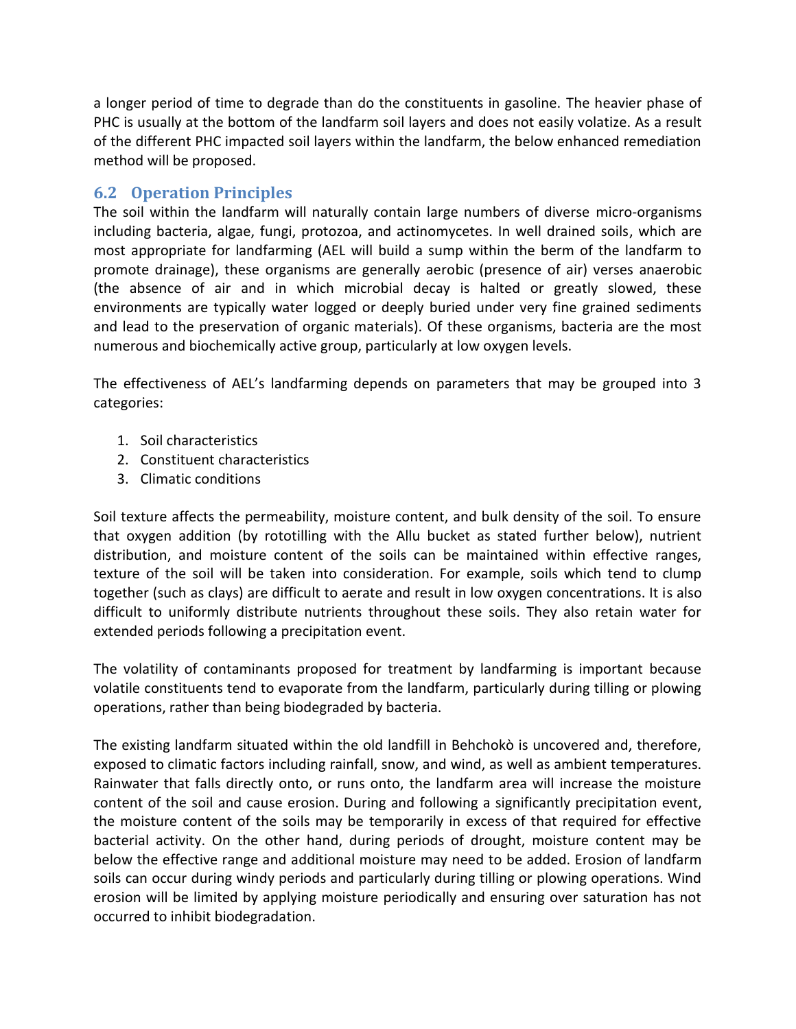a longer period of time to degrade than do the constituents in gasoline. The heavier phase of PHC is usually at the bottom of the landfarm soil layers and does not easily volatize. As a result of the different PHC impacted soil layers within the landfarm, the below enhanced remediation method will be proposed.

## 6.2 Operation Principles

The soil within the landfarm will naturally contain large numbers of diverse micro-organisms including bacteria, algae, fungi, protozoa, and actinomycetes. In well drained soils, which are most appropriate for landfarming (AEL will build a sump within the berm of the landfarm to promote drainage), these organisms are generally aerobic (presence of air) verses anaerobic (the absence of air and in which microbial decay is halted or greatly slowed, these environments are typically water logged or deeply buried under very fine grained sediments and lead to the preservation of organic materials). Of these organisms, bacteria are the most numerous and biochemically active group, particularly at low oxygen levels.

The effectiveness of AEL's landfarming depends on parameters that may be grouped into 3 categories:

1. Soil characteristics
2. Constituent characteristics
3. Climatic conditions

Soil texture affects the permeability, moisture content, and bulk density of the soil. To ensure that oxygen addition (by rototilling with the Allu bucket as stated further below), nutrient distribution, and moisture content of the soils can be maintained within effective ranges, texture of the soil will be taken into consideration. For example, soils which tend to clump together (such as clays) are difficult to aerate and result in low oxygen concentrations. It is also difficult to uniformly distribute nutrients throughout these soils. They also retain water for extended periods following a precipitation event.

The volatility of contaminants proposed for treatment by landfarming is important because volatile constituents tend to evaporate from the landfarm, particularly during tilling or plowing operations, rather than being biodegraded by bacteria.

The existing landfarm situated within the old landfill in Behchokò is uncovered and, therefore, exposed to climatic factors including rainfall, snow, and wind, as well as ambient temperatures. Rainwater that falls directly onto, or runs onto, the landfarm area will increase the moisture content of the soil and cause erosion. During and following a significantly precipitation event, the moisture content of the soils may be temporarily in excess of that required for effective bacterial activity. On the other hand, during periods of drought, moisture content may be below the effective range and additional moisture may need to be added. Erosion of landfarm soils can occur during windy periods and particularly during tilling or plowing operations. Wind erosion will be limited by applying moisture periodically and ensuring over saturation has not occurred to inhibit biodegradation.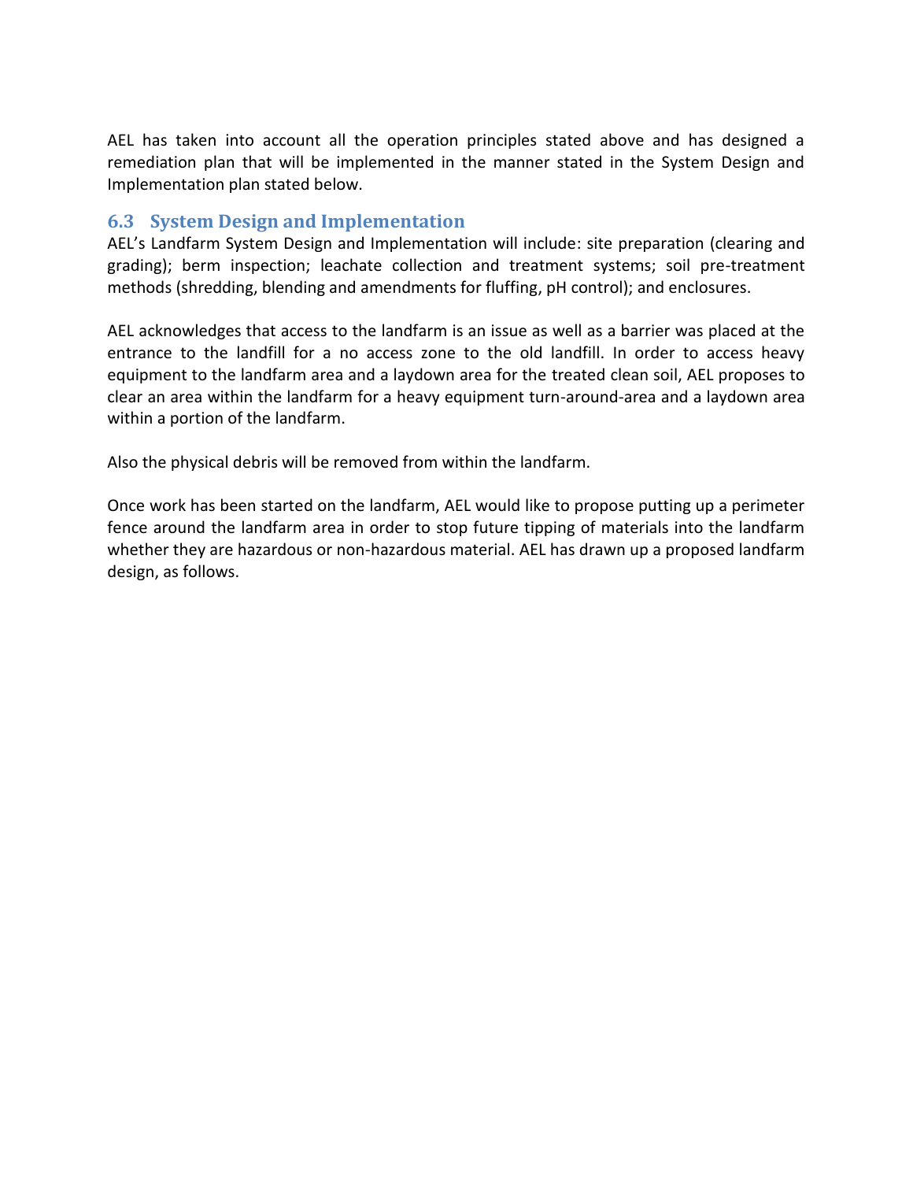AEL has taken into account all the operation principles stated above and has designed a remediation plan that will be implemented in the manner stated in the System Design and Implementation plan stated below.

## 6.3 System Design and Implementation

AEL's Landfarm System Design and Implementation will include: site preparation (clearing and grading); berm inspection; leachate collection and treatment systems; soil pre-treatment methods (shredding, blending and amendments for fluffing, pH control); and enclosures.

AEL acknowledges that access to the landfarm is an issue as well as a barrier was placed at the entrance to the landfill for a no access zone to the old landfill. In order to access heavy equipment to the landfarm area and a laydown area for the treated clean soil, AEL proposes to clear an area within the landfarm for a heavy equipment turn-around-area and a laydown area within a portion of the landfarm.

Also the physical debris will be removed from within the landfarm.

Once work has been started on the landfarm, AEL would like to propose putting up a perimeter fence around the landfarm area in order to stop future tipping of materials into the landfarm whether they are hazardous or non-hazardous material. AEL has drawn up a proposed landfarm design, as follows.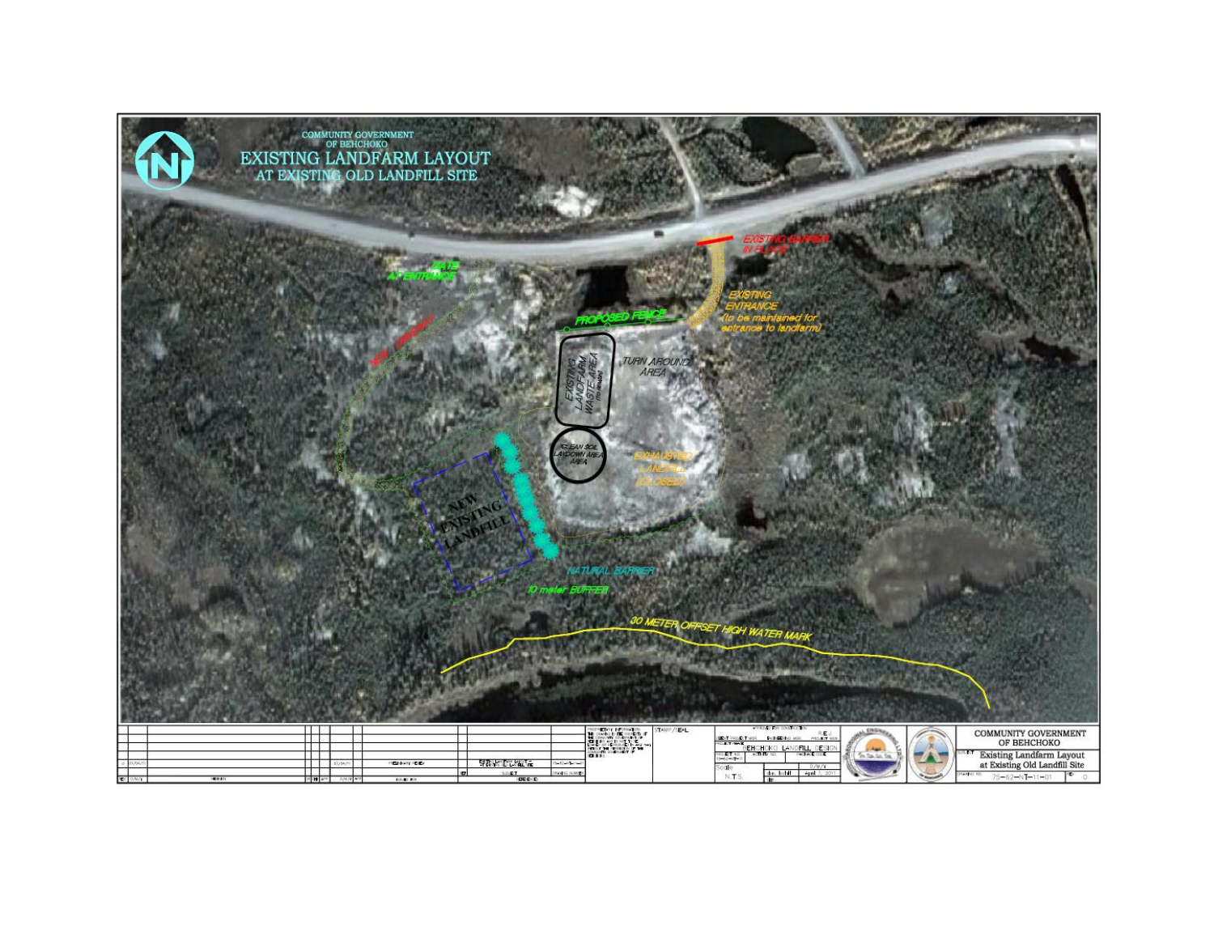# COMMUNITY GOVERNMENT OF BEHCHOKO

## EXISTING LANDFARM LAYOUT AT EXISTING OLD LANDFILL SITE

GATE AT ENTRANCE

NEW DRIVEWAY

EXISTING BARRIER IN PLACE

EXISTING ENTRANCE (to be maintained for entrance to landfarm)

PROPOSED FENCE

EXISTING LANDFARM WASTE AREA

TURN AROUND AREA

CLEAN SOIL LAYDOWN AREA

EXHAUSTED LANDFILL (CLOSED)

NEW EXISTING LANDFILL

NATURAL BARRIER

10 meter BUFFER

30 METER OFFSET HIGH WATER MARK

COMMUNITY GOVERNMENT OF BEHCHOKO

Existing Landfarm Layout at Existing Old Landfill Site

BEHCHOKO LANDFILL DESIGN

Scale: N.T.S.

April 7, 2011

75-82-NT-11-01

Rev. 0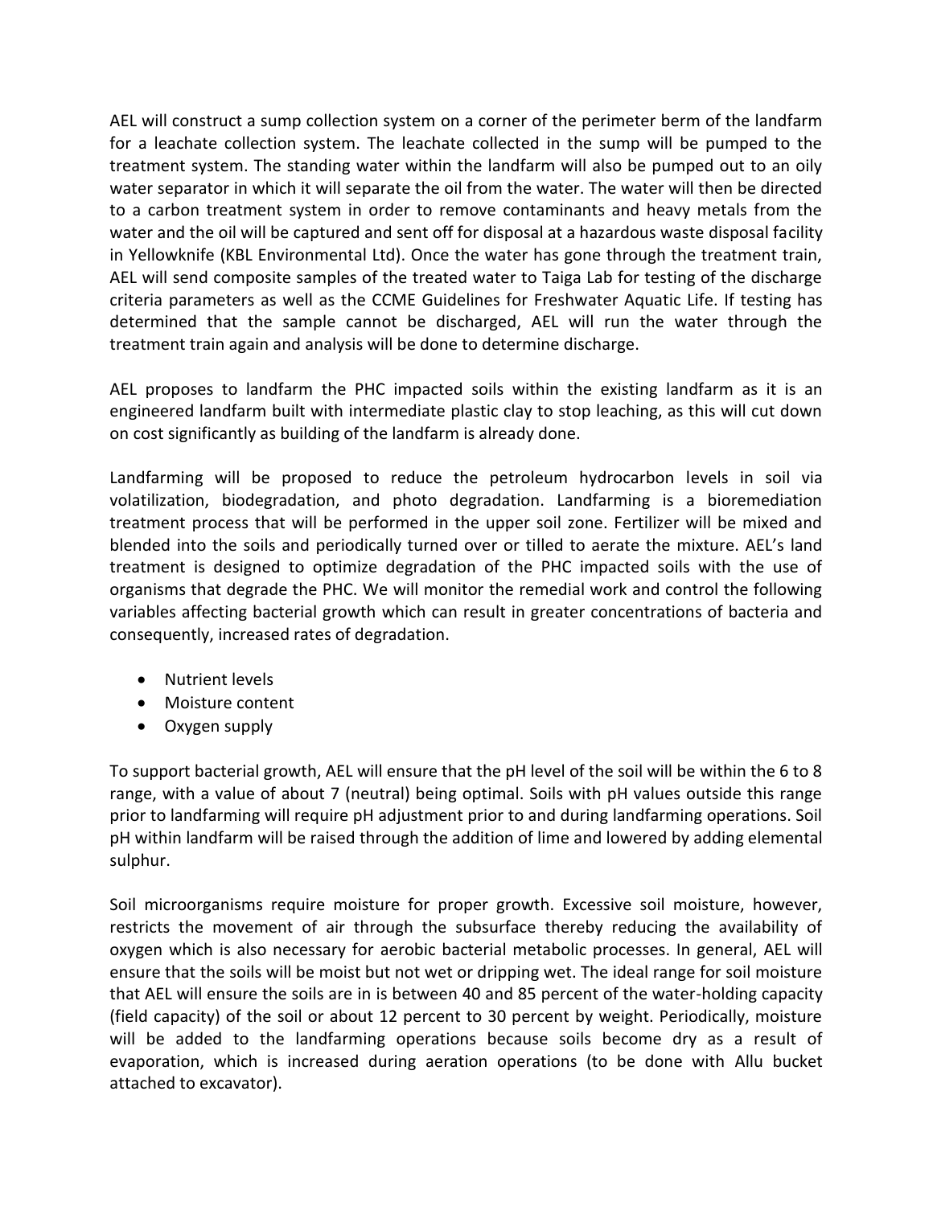AEL will construct a sump collection system on a corner of the perimeter berm of the landfarm for a leachate collection system. The leachate collected in the sump will be pumped to the treatment system. The standing water within the landfarm will also be pumped out to an oily water separator in which it will separate the oil from the water. The water will then be directed to a carbon treatment system in order to remove contaminants and heavy metals from the water and the oil will be captured and sent off for disposal at a hazardous waste disposal facility in Yellowknife (KBL Environmental Ltd). Once the water has gone through the treatment train, AEL will send composite samples of the treated water to Taiga Lab for testing of the discharge criteria parameters as well as the CCME Guidelines for Freshwater Aquatic Life. If testing has determined that the sample cannot be discharged, AEL will run the water through the treatment train again and analysis will be done to determine discharge.

AEL proposes to landfarm the PHC impacted soils within the existing landfarm as it is an engineered landfarm built with intermediate plastic clay to stop leaching, as this will cut down on cost significantly as building of the landfarm is already done.

Landfarming will be proposed to reduce the petroleum hydrocarbon levels in soil via volatilization, biodegradation, and photo degradation. Landfarming is a bioremediation treatment process that will be performed in the upper soil zone. Fertilizer will be mixed and blended into the soils and periodically turned over or tilled to aerate the mixture. AEL's land treatment is designed to optimize degradation of the PHC impacted soils with the use of organisms that degrade the PHC. We will monitor the remedial work and control the following variables affecting bacterial growth which can result in greater concentrations of bacteria and consequently, increased rates of degradation.

- Nutrient levels
- Moisture content
- Oxygen supply

To support bacterial growth, AEL will ensure that the pH level of the soil will be within the 6 to 8 range, with a value of about 7 (neutral) being optimal. Soils with pH values outside this range prior to landfarming will require pH adjustment prior to and during landfarming operations. Soil pH within landfarm will be raised through the addition of lime and lowered by adding elemental sulphur.

Soil microorganisms require moisture for proper growth. Excessive soil moisture, however, restricts the movement of air through the subsurface thereby reducing the availability of oxygen which is also necessary for aerobic bacterial metabolic processes. In general, AEL will ensure that the soils will be moist but not wet or dripping wet. The ideal range for soil moisture that AEL will ensure the soils are in is between 40 and 85 percent of the water-holding capacity (field capacity) of the soil or about 12 percent to 30 percent by weight. Periodically, moisture will be added to the landfarming operations because soils become dry as a result of evaporation, which is increased during aeration operations (to be done with Allu bucket attached to excavator).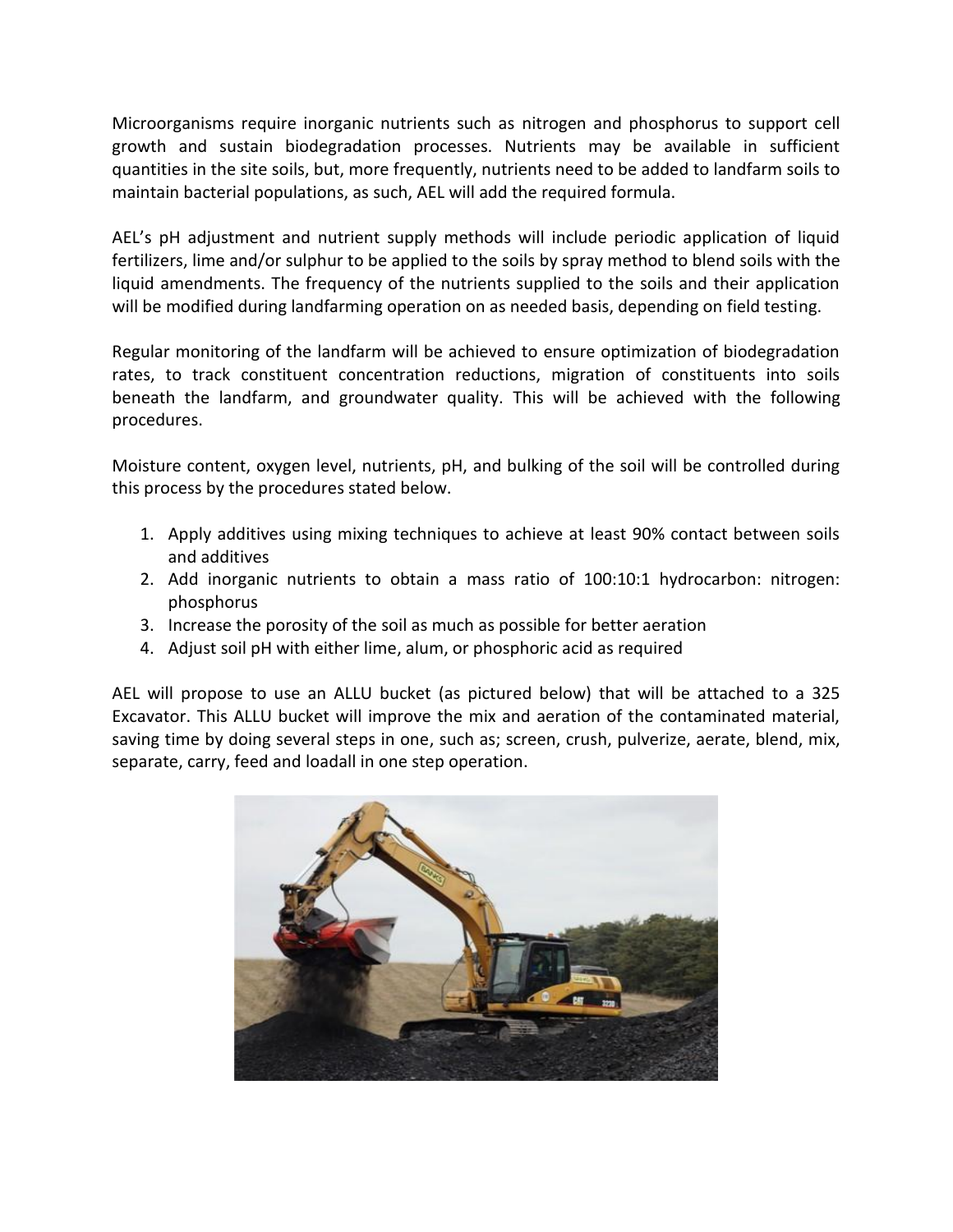Microorganisms require inorganic nutrients such as nitrogen and phosphorus to support cell growth and sustain biodegradation processes. Nutrients may be available in sufficient quantities in the site soils, but, more frequently, nutrients need to be added to landfarm soils to maintain bacterial populations, as such, AEL will add the required formula.

AEL's pH adjustment and nutrient supply methods will include periodic application of liquid fertilizers, lime and/or sulphur to be applied to the soils by spray method to blend soils with the liquid amendments. The frequency of the nutrients supplied to the soils and their application will be modified during landfarming operation on as needed basis, depending on field testing.

Regular monitoring of the landfarm will be achieved to ensure optimization of biodegradation rates, to track constituent concentration reductions, migration of constituents into soils beneath the landfarm, and groundwater quality. This will be achieved with the following procedures.

Moisture content, oxygen level, nutrients, pH, and bulking of the soil will be controlled during this process by the procedures stated below.

1. Apply additives using mixing techniques to achieve at least 90% contact between soils and additives
2. Add inorganic nutrients to obtain a mass ratio of 100:10:1 hydrocarbon: nitrogen: phosphorus
3. Increase the porosity of the soil as much as possible for better aeration
4. Adjust soil pH with either lime, alum, or phosphoric acid as required

AEL will propose to use an ALLU bucket (as pictured below) that will be attached to a 325 Excavator. This ALLU bucket will improve the mix and aeration of the contaminated material, saving time by doing several steps in one, such as; screen, crush, pulverize, aerate, blend, mix, separate, carry, feed and loadall in one step operation.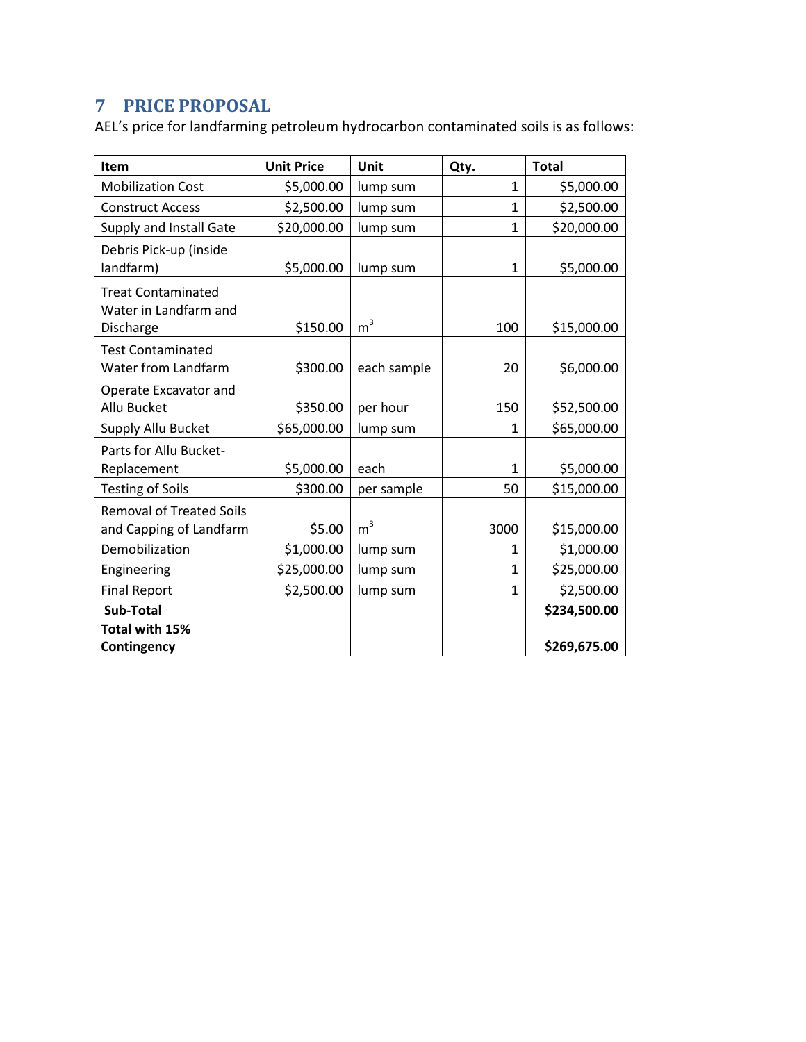## 7 PRICE PROPOSAL

AEL's price for landfarming petroleum hydrocarbon contaminated soils is as follows:

| Item | Unit Price | Unit | Qty. | Total |
|---|---|---|---|---|
| Mobilization Cost | \$5,000.00 | lump sum | 1 | \$5,000.00 |
| Construct Access | \$2,500.00 | lump sum | 1 | \$2,500.00 |
| Supply and Install Gate | \$20,000.00 | lump sum | 1 | \$20,000.00 |
| Debris Pick-up (inside landfarm) | \$5,000.00 | lump sum | 1 | \$5,000.00 |
| Treat Contaminated Water in Landfarm and Discharge | \$150.00 | $m^3$ | 100 | \$15,000.00 |
| Test Contaminated Water from Landfarm | \$300.00 | each sample | 20 | \$6,000.00 |
| Operate Excavator and Allu Bucket | \$350.00 | per hour | 150 | \$52,500.00 |
| Supply Allu Bucket | \$65,000.00 | lump sum | 1 | \$65,000.00 |
| Parts for Allu Bucket-Replacement | \$5,000.00 | each | 1 | \$5,000.00 |
| Testing of Soils | \$300.00 | per sample | 50 | \$15,000.00 |
| Removal of Treated Soils and Capping of Landfarm | \$5.00 | $m^3$ | 3000 | \$15,000.00 |
| Demobilization | \$1,000.00 | lump sum | 1 | \$1,000.00 |
| Engineering | \$25,000.00 | lump sum | 1 | \$25,000.00 |
| Final Report | \$2,500.00 | lump sum | 1 | \$2,500.00 |
| **Sub-Total** | | | | **\$234,500.00** |
| **Total with 15% Contingency** | | | | **\$269,675.00** |